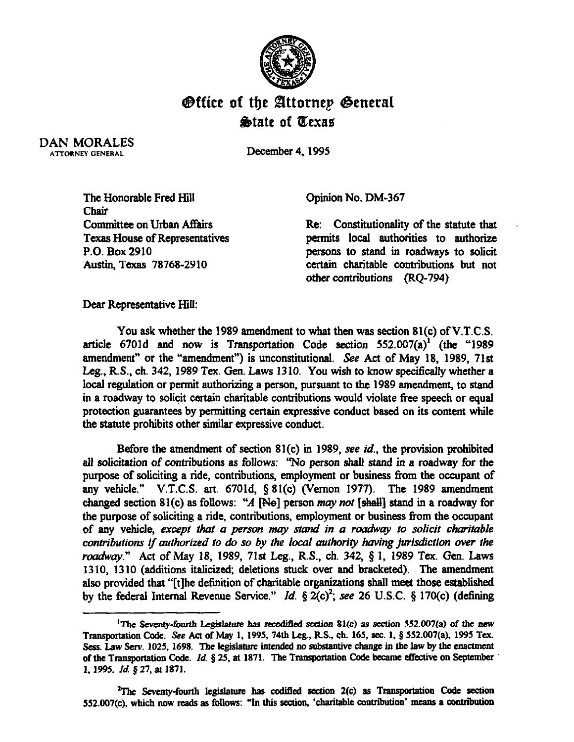# Office of the Attorney General
## State of Texas

DAN MORALES
ATTORNEY GENERAL

December 4, 1995

The Honorable Fred Hill
Chair
Committee on Urban Affairs
Texas House of Representatives
P.O. Box 2910
Austin, Texas 78768-2910

Opinion No. DM-367

Re: Constitutionality of the statute that permits local authorities to authorize persons to stand in roadways to solicit certain charitable contributions but not other contributions (RQ-794)

Dear Representative Hill:

You ask whether the 1989 amendment to what then was section 81(c) of V.T.C.S. article 6701d and now is Transportation Code section 552.007(a)[1] (the "1989 amendment" or the "amendment") is unconstitutional. *See* Act of May 18, 1989, 71st Leg., R.S., ch. 342, 1989 Tex. Gen. Laws 1310. You wish to know specifically whether a local regulation or permit authorizing a person, pursuant to the 1989 amendment, to stand in a roadway to solicit certain charitable contributions would violate free speech or equal protection guarantees by permitting certain expressive conduct based on its content while the statute prohibits other similar expressive conduct.

Before the amendment of section 81(c) in 1989, *see id.*, the provision prohibited all solicitation of contributions as follows: "No person shall stand in a roadway for the purpose of soliciting a ride, contributions, employment or business from the occupant of any vehicle." V.T.C.S. art. 6701d, § 81(c) (Vernon 1977). The 1989 amendment changed section 81(c) as follows: "*A* [~~No~~] person *may not* [~~shall~~] stand in a roadway for the purpose of soliciting a ride, contributions, employment or business from the occupant of any vehicle, *except that a person may stand in a roadway to solicit charitable contributions if authorized to do so by the local authority having jurisdiction over the roadway.*" Act of May 18, 1989, 71st Leg., R.S., ch. 342, § 1, 1989 Tex. Gen. Laws 1310, 1310 (additions italicized; deletions stuck over and bracketed). The amendment also provided that "[t]he definition of charitable organizations shall meet those established by the federal Internal Revenue Service." *Id.* § 2(c)[2]; *see* 26 U.S.C. § 170(c) (defining

---

[1] The Seventy-fourth Legislature has recodified section 81(c) as section 552.007(a) of the new Transportation Code. *See* Act of May 1, 1995, 74th Leg., R.S., ch. 165, sec. 1, § 552.007(a), 1995 Tex. Sess. Law Serv. 1025, 1698. The legislature intended no substantive change in the law by the enactment of the Transportation Code. *Id.* § 25, at 1871. The Transportation Code became effective on September 1, 1995. *Id.* § 27, at 1871.

[2] The Seventy-fourth legislature has codified section 2(c) as Transportation Code section 552.007(c), which now reads as follows: "In this section, 'charitable contribution' means a contribution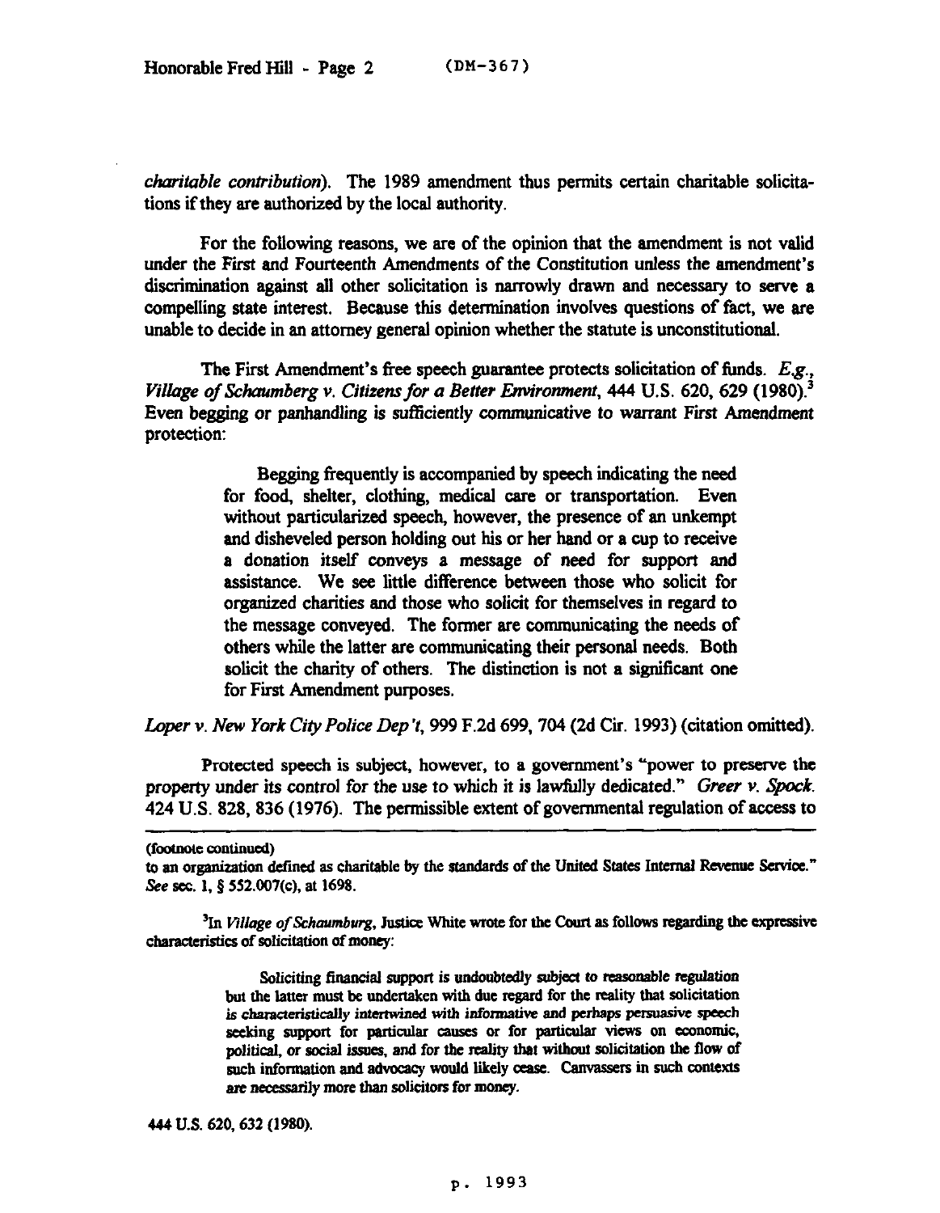*charitable contribution*). The 1989 amendment thus permits certain charitable solicitations if they are authorized by the local authority.

For the following reasons, we are of the opinion that the amendment is not valid under the First and Fourteenth Amendments of the Constitution unless the amendment's discrimination against all other solicitation is narrowly drawn and necessary to serve a compelling state interest. Because this determination involves questions of fact, we are unable to decide in an attorney general opinion whether the statute is unconstitutional.

The First Amendment's free speech guarantee protects solicitation of funds. *E.g.*, *Village of Schaumberg v. Citizens for a Better Environment*, 444 U.S. 620, 629 (1980).[3] Even begging or panhandling is sufficiently communicative to warrant First Amendment protection:

> Begging frequently is accompanied by speech indicating the need for food, shelter, clothing, medical care or transportation. Even without particularized speech, however, the presence of an unkempt and disheveled person holding out his or her hand or a cup to receive a donation itself conveys a message of need for support and assistance. We see little difference between those who solicit for organized charities and those who solicit for themselves in regard to the message conveyed. The former are communicating the needs of others while the latter are communicating their personal needs. Both solicit the charity of others. The distinction is not a significant one for First Amendment purposes.

*Loper v. New York City Police Dep't*, 999 F.2d 699, 704 (2d Cir. 1993) (citation omitted).

Protected speech is subject, however, to a government's "power to preserve the property under its control for the use to which it is lawfully dedicated." *Greer v. Spock*. 424 U.S. 828, 836 (1976). The permissible extent of governmental regulation of access to

---

(footnote continued)

to an organization defined as charitable by the standards of the United States Internal Revenue Service." *See* sec. 1, § 552.007(c), at 1698.

[3]In *Village of Schaumburg*, Justice White wrote for the Court as follows regarding the expressive characteristics of solicitation of money:

> Soliciting financial support is undoubtedly subject to reasonable regulation but the latter must be undertaken with due regard for the reality that solicitation is characteristically intertwined with informative and perhaps persuasive speech seeking support for particular causes or for particular views on economic, political, or social issues, and for the reality that without solicitation the flow of such information and advocacy would likely cease. Canvassers in such contexts are necessarily more than solicitors for money.

444 U.S. 620, 632 (1980).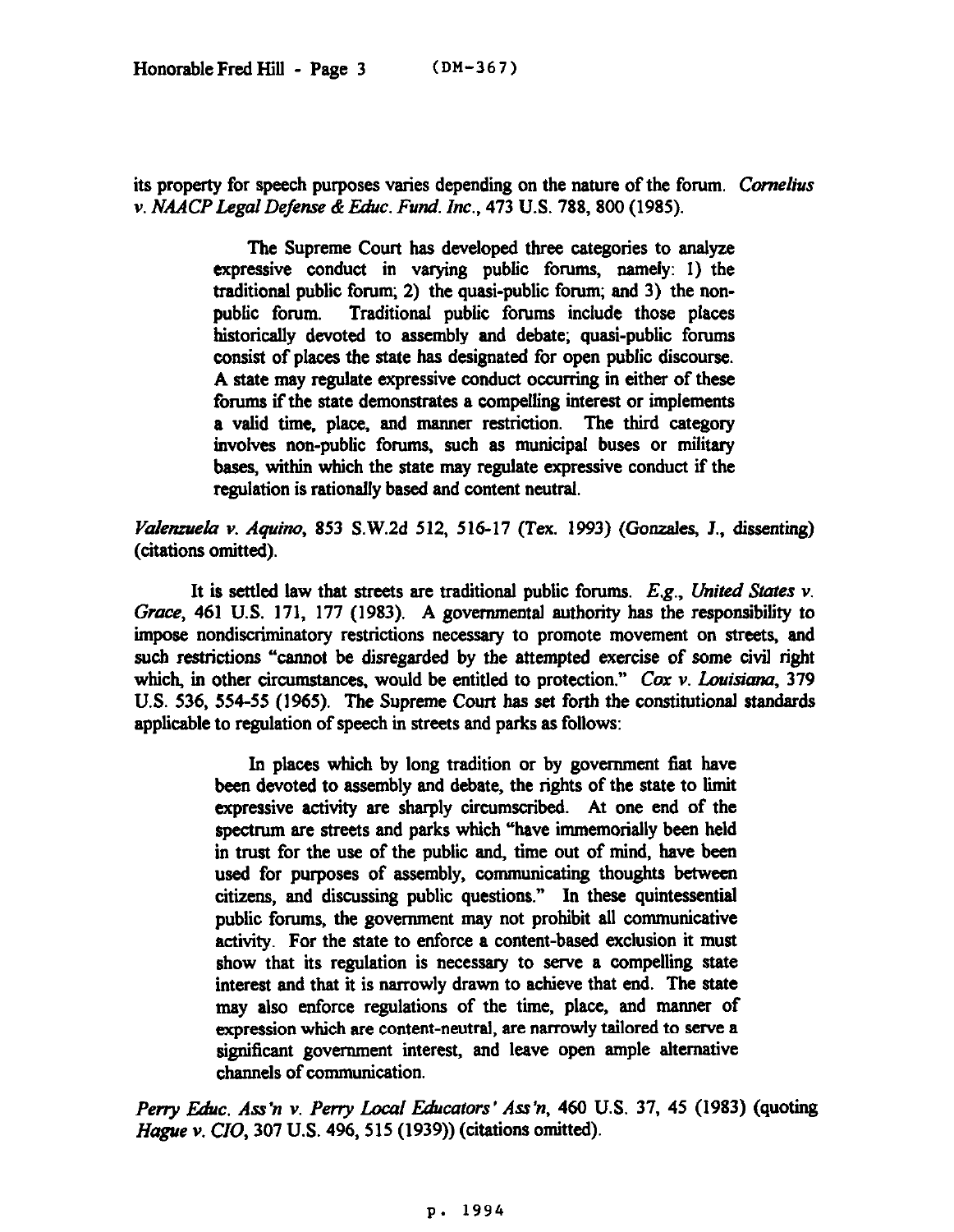its property for speech purposes varies depending on the nature of the forum. *Cornelius v. NAACP Legal Defense & Educ. Fund. Inc.*, 473 U.S. 788, 800 (1985).

> The Supreme Court has developed three categories to analyze expressive conduct in varying public forums, namely: 1) the traditional public forum; 2) the quasi-public forum; and 3) the non-public forum. Traditional public forums include those places historically devoted to assembly and debate; quasi-public forums consist of places the state has designated for open public discourse. A state may regulate expressive conduct occurring in either of these forums if the state demonstrates a compelling interest or implements a valid time, place, and manner restriction. The third category involves non-public forums, such as municipal buses or military bases, within which the state may regulate expressive conduct if the regulation is rationally based and content neutral.

*Valenzuela v. Aquino*, 853 S.W.2d 512, 516-17 (Tex. 1993) (Gonzales, J., dissenting) (citations omitted).

It is settled law that streets are traditional public forums. *E.g.*, *United States v. Grace*, 461 U.S. 171, 177 (1983). A governmental authority has the responsibility to impose nondiscriminatory restrictions necessary to promote movement on streets, and such restrictions "cannot be disregarded by the attempted exercise of some civil right which, in other circumstances, would be entitled to protection." *Cox v. Louisiana*, 379 U.S. 536, 554-55 (1965). The Supreme Court has set forth the constitutional standards applicable to regulation of speech in streets and parks as follows:

> In places which by long tradition or by government fiat have been devoted to assembly and debate, the rights of the state to limit expressive activity are sharply circumscribed. At one end of the spectrum are streets and parks which "have immemorially been held in trust for the use of the public and, time out of mind, have been used for purposes of assembly, communicating thoughts between citizens, and discussing public questions." In these quintessential public forums, the government may not prohibit all communicative activity. For the state to enforce a content-based exclusion it must show that its regulation is necessary to serve a compelling state interest and that it is narrowly drawn to achieve that end. The state may also enforce regulations of the time, place, and manner of expression which are content-neutral, are narrowly tailored to serve a significant government interest, and leave open ample alternative channels of communication.

*Perry Educ. Ass'n v. Perry Local Educators' Ass'n*, 460 U.S. 37, 45 (1983) (quoting *Hague v. CIO*, 307 U.S. 496, 515 (1939)) (citations omitted).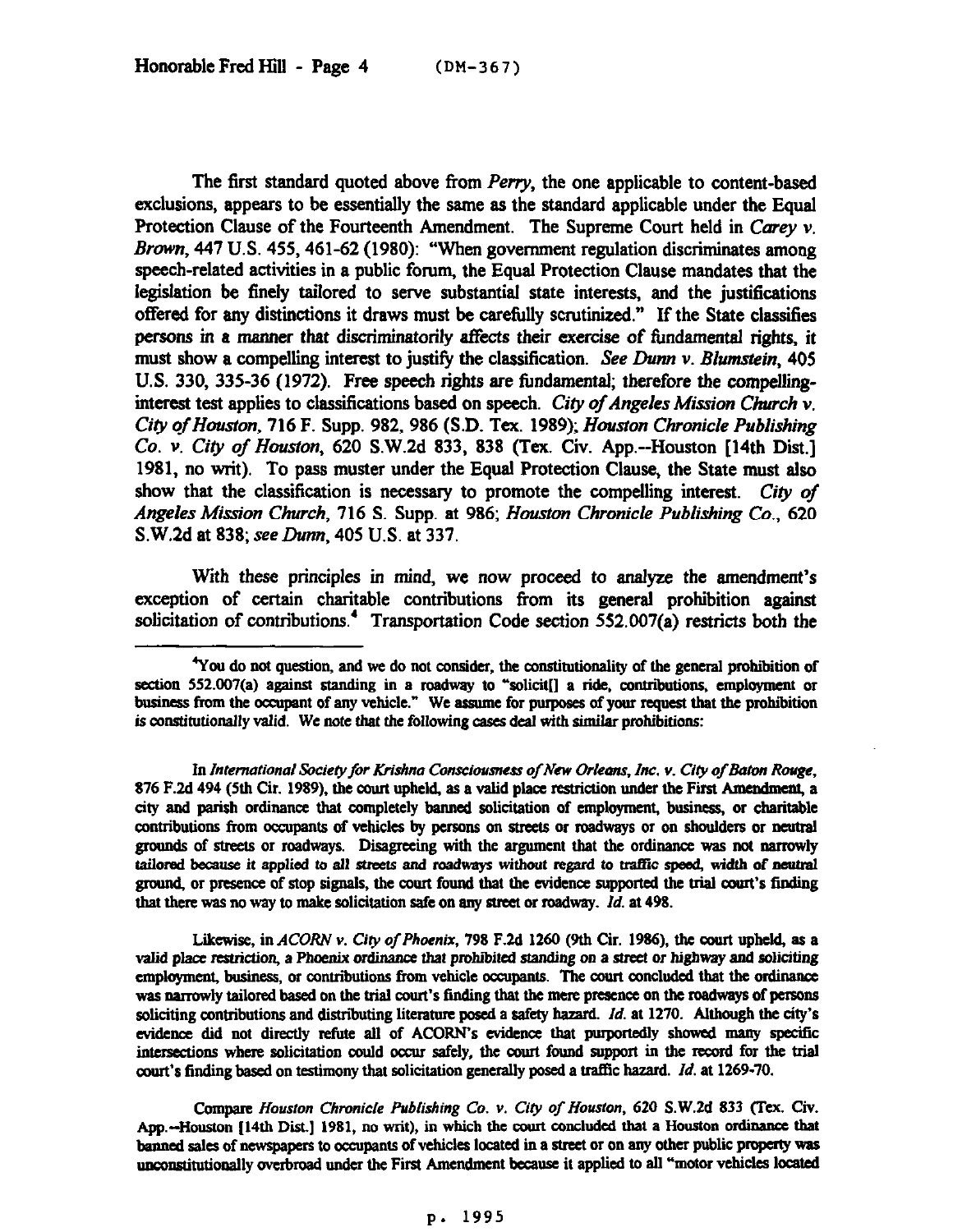The first standard quoted above from *Perry*, the one applicable to content-based exclusions, appears to be essentially the same as the standard applicable under the Equal Protection Clause of the Fourteenth Amendment. The Supreme Court held in *Carey v. Brown*, 447 U.S. 455, 461-62 (1980): "When government regulation discriminates among speech-related activities in a public forum, the Equal Protection Clause mandates that the legislation be finely tailored to serve substantial state interests, and the justifications offered for any distinctions it draws must be carefully scrutinized." If the State classifies persons in a manner that discriminatorily affects their exercise of fundamental rights, it must show a compelling interest to justify the classification. *See Dunn v. Blumstein*, 405 U.S. 330, 335-36 (1972). Free speech rights are fundamental; therefore the compelling-interest test applies to classifications based on speech. *City of Angeles Mission Church v. City of Houston*, 716 F. Supp. 982, 986 (S.D. Tex. 1989); *Houston Chronicle Publishing Co. v. City of Houston*, 620 S.W.2d 833, 838 (Tex. Civ. App.--Houston [14th Dist.] 1981, no writ). To pass muster under the Equal Protection Clause, the State must also show that the classification is necessary to promote the compelling interest. *City of Angeles Mission Church*, 716 S. Supp. at 986; *Houston Chronicle Publishing Co.*, 620 S.W.2d at 838; *see Dunn*, 405 U.S. at 337.

With these principles in mind, we now proceed to analyze the amendment's exception of certain charitable contributions from its general prohibition against solicitation of contributions.[4] Transportation Code section 552.007(a) restricts both the

---

[4]You do not question, and we do not consider, the constitutionality of the general prohibition of section 552.007(a) against standing in a roadway to "solicit[] a ride, contributions, employment or business from the occupant of any vehicle." We assume for purposes of your request that the prohibition is constitutionally valid. We note that the following cases deal with similar prohibitions:

In *International Society for Krishna Consciousness of New Orleans, Inc. v. City of Baton Rouge*, 876 F.2d 494 (5th Cir. 1989), the court upheld, as a valid place restriction under the First Amendment, a city and parish ordinance that completely banned solicitation of employment, business, or charitable contributions from occupants of vehicles by persons on streets or roadways or on shoulders or neutral grounds of streets or roadways. Disagreeing with the argument that the ordinance was not narrowly tailored because it applied to all streets and roadways without regard to traffic speed, width of neutral ground, or presence of stop signals, the court found that the evidence supported the trial court's finding that there was no way to make solicitation safe on any street or roadway. *Id.* at 498.

Likewise, in *ACORN v. City of Phoenix*, 798 F.2d 1260 (9th Cir. 1986), the court upheld, as a valid place restriction, a Phoenix ordinance that prohibited standing on a street or highway and soliciting employment, business, or contributions from vehicle occupants. The court concluded that the ordinance was narrowly tailored based on the trial court's finding that the mere presence on the roadways of persons soliciting contributions and distributing literature posed a safety hazard. *Id.* at 1270. Although the city's evidence did not directly refute all of ACORN's evidence that purportedly showed many specific intersections where solicitation could occur safely, the court found support in the record for the trial court's finding based on testimony that solicitation generally posed a traffic hazard. *Id.* at 1269-70.

Compare *Houston Chronicle Publishing Co. v. City of Houston*, 620 S.W.2d 833 (Tex. Civ. App.--Houston [14th Dist.] 1981, no writ), in which the court concluded that a Houston ordinance that banned sales of newspapers to occupants of vehicles located in a street or on any other public property was unconstitutionally overbroad under the First Amendment because it applied to all "motor vehicles located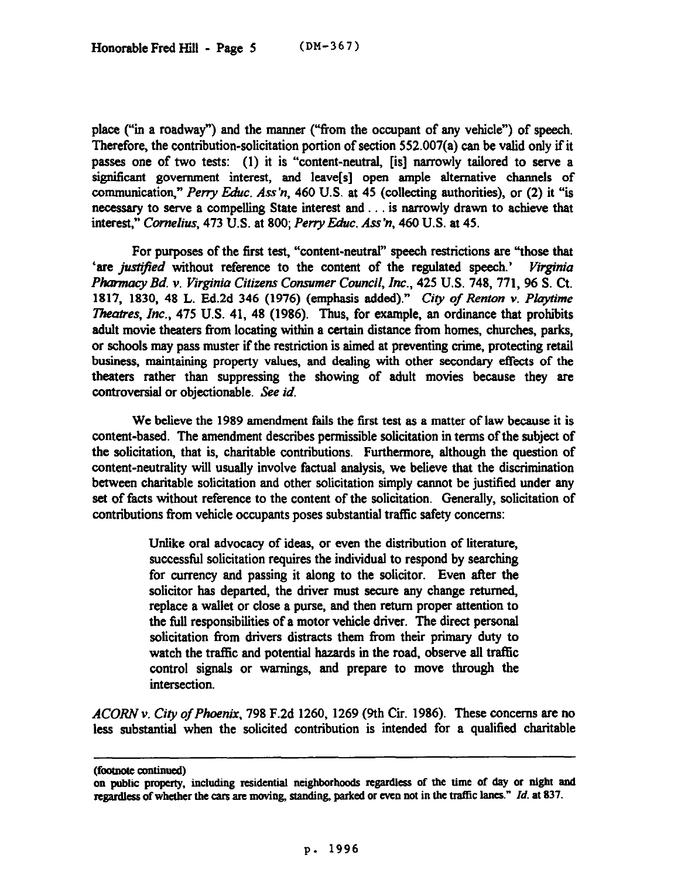place ("in a roadway") and the manner ("from the occupant of any vehicle") of speech. Therefore, the contribution-solicitation portion of section 552.007(a) can be valid only if it passes one of two tests: (1) it is "content-neutral, [is] narrowly tailored to serve a significant government interest, and leave[s] open ample alternative channels of communication," *Perry Educ. Ass'n*, 460 U.S. at 45 (collecting authorities), or (2) it "is necessary to serve a compelling State interest and . . . is narrowly drawn to achieve that interest," *Cornelius*, 473 U.S. at 800; *Perry Educ. Ass'n*, 460 U.S. at 45.

For purposes of the first test, "content-neutral" speech restrictions are "those that 'are *justified* without reference to the content of the regulated speech.' *Virginia Pharmacy Bd. v. Virginia Citizens Consumer Council, Inc.*, 425 U.S. 748, 771, 96 S. Ct. 1817, 1830, 48 L. Ed.2d 346 (1976) (emphasis added)." *City of Renton v. Playtime Theatres, Inc.*, 475 U.S. 41, 48 (1986). Thus, for example, an ordinance that prohibits adult movie theaters from locating within a certain distance from homes, churches, parks, or schools may pass muster if the restriction is aimed at preventing crime, protecting retail business, maintaining property values, and dealing with other secondary effects of the theaters rather than suppressing the showing of adult movies because they are controversial or objectionable. *See id.*

We believe the 1989 amendment fails the first test as a matter of law because it is content-based. The amendment describes permissible solicitation in terms of the subject of the solicitation, that is, charitable contributions. Furthermore, although the question of content-neutrality will usually involve factual analysis, we believe that the discrimination between charitable solicitation and other solicitation simply cannot be justified under any set of facts without reference to the content of the solicitation. Generally, solicitation of contributions from vehicle occupants poses substantial traffic safety concerns:

> Unlike oral advocacy of ideas, or even the distribution of literature, successful solicitation requires the individual to respond by searching for currency and passing it along to the solicitor. Even after the solicitor has departed, the driver must secure any change returned, replace a wallet or close a purse, and then return proper attention to the full responsibilities of a motor vehicle driver. The direct personal solicitation from drivers distracts them from their primary duty to watch the traffic and potential hazards in the road, observe all traffic control signals or warnings, and prepare to move through the intersection.

*ACORN v. City of Phoenix*, 798 F.2d 1260, 1269 (9th Cir. 1986). These concerns are no less substantial when the solicited contribution is intended for a qualified charitable

---

(footnote continued)

on public property, including residential neighborhoods regardless of the time of day or night and regardless of whether the cars are moving, standing, parked or even not in the traffic lanes." *Id.* at 837.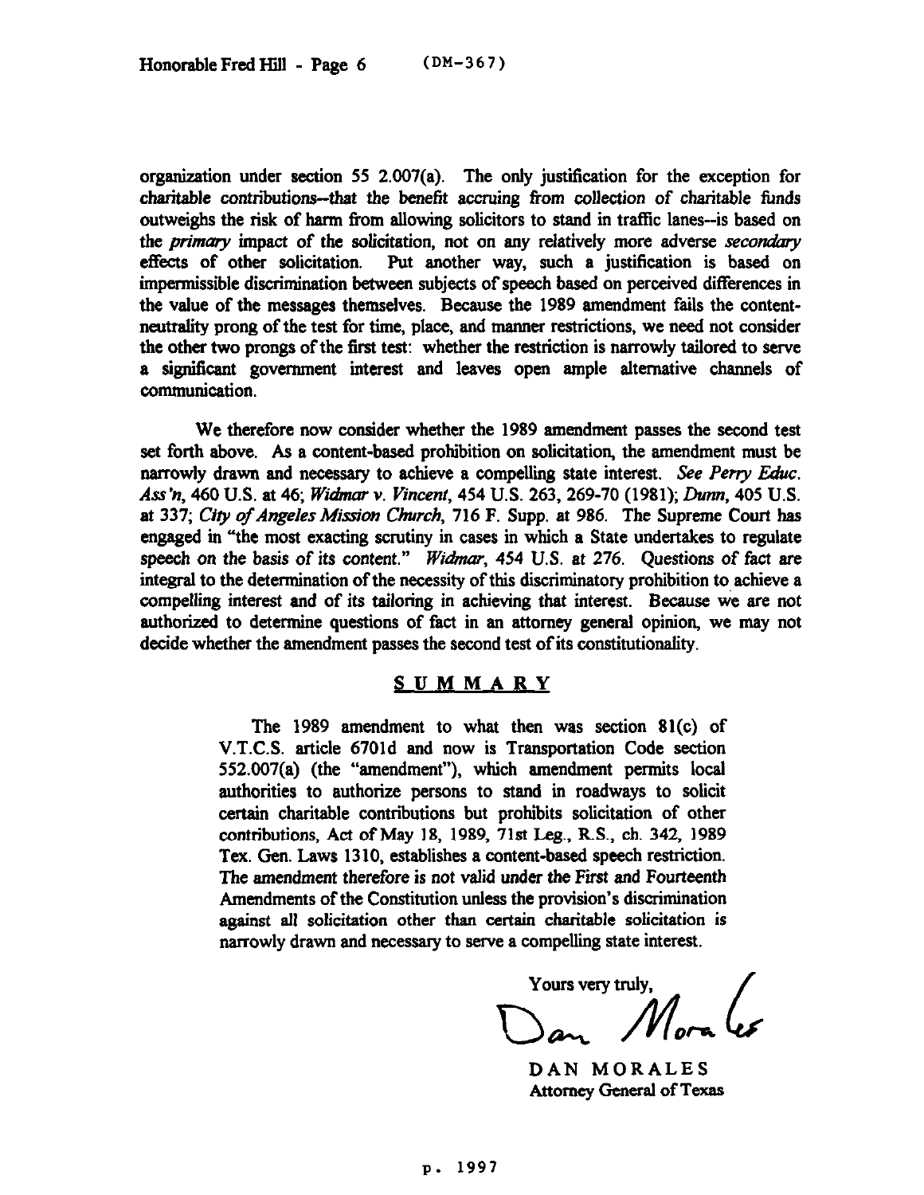organization under section 55 2.007(a). The only justification for the exception for charitable contributions--that the benefit accruing from collection of charitable funds outweighs the risk of harm from allowing solicitors to stand in traffic lanes--is based on the *primary* impact of the solicitation, not on any relatively more adverse *secondary* effects of other solicitation. Put another way, such a justification is based on impermissible discrimination between subjects of speech based on perceived differences in the value of the messages themselves. Because the 1989 amendment fails the content-neutrality prong of the test for time, place, and manner restrictions, we need not consider the other two prongs of the first test: whether the restriction is narrowly tailored to serve a significant government interest and leaves open ample alternative channels of communication.

We therefore now consider whether the 1989 amendment passes the second test set forth above. As a content-based prohibition on solicitation, the amendment must be narrowly drawn and necessary to achieve a compelling state interest. *See Perry Educ. Ass'n*, 460 U.S. at 46; *Widmar v. Vincent*, 454 U.S. 263, 269-70 (1981); *Dunn*, 405 U.S. at 337; *City of Angeles Mission Church*, 716 F. Supp. at 986. The Supreme Court has engaged in "the most exacting scrutiny in cases in which a State undertakes to regulate speech on the basis of its content." *Widmar*, 454 U.S. at 276. Questions of fact are integral to the determination of the necessity of this discriminatory prohibition to achieve a compelling interest and of its tailoring in achieving that interest. Because we are not authorized to determine questions of fact in an attorney general opinion, we may not decide whether the amendment passes the second test of its constitutionality.

## SUMMARY

The 1989 amendment to what then was section 81(c) of V.T.C.S. article 6701d and now is Transportation Code section 552.007(a) (the "amendment"), which amendment permits local authorities to authorize persons to stand in roadways to solicit certain charitable contributions but prohibits solicitation of other contributions, Act of May 18, 1989, 71st Leg., R.S., ch. 342, 1989 Tex. Gen. Laws 1310, establishes a content-based speech restriction. The amendment therefore is not valid under the First and Fourteenth Amendments of the Constitution unless the provision's discrimination against all solicitation other than certain charitable solicitation is narrowly drawn and necessary to serve a compelling state interest.

Yours very truly,

DAN MORALES
Attorney General of Texas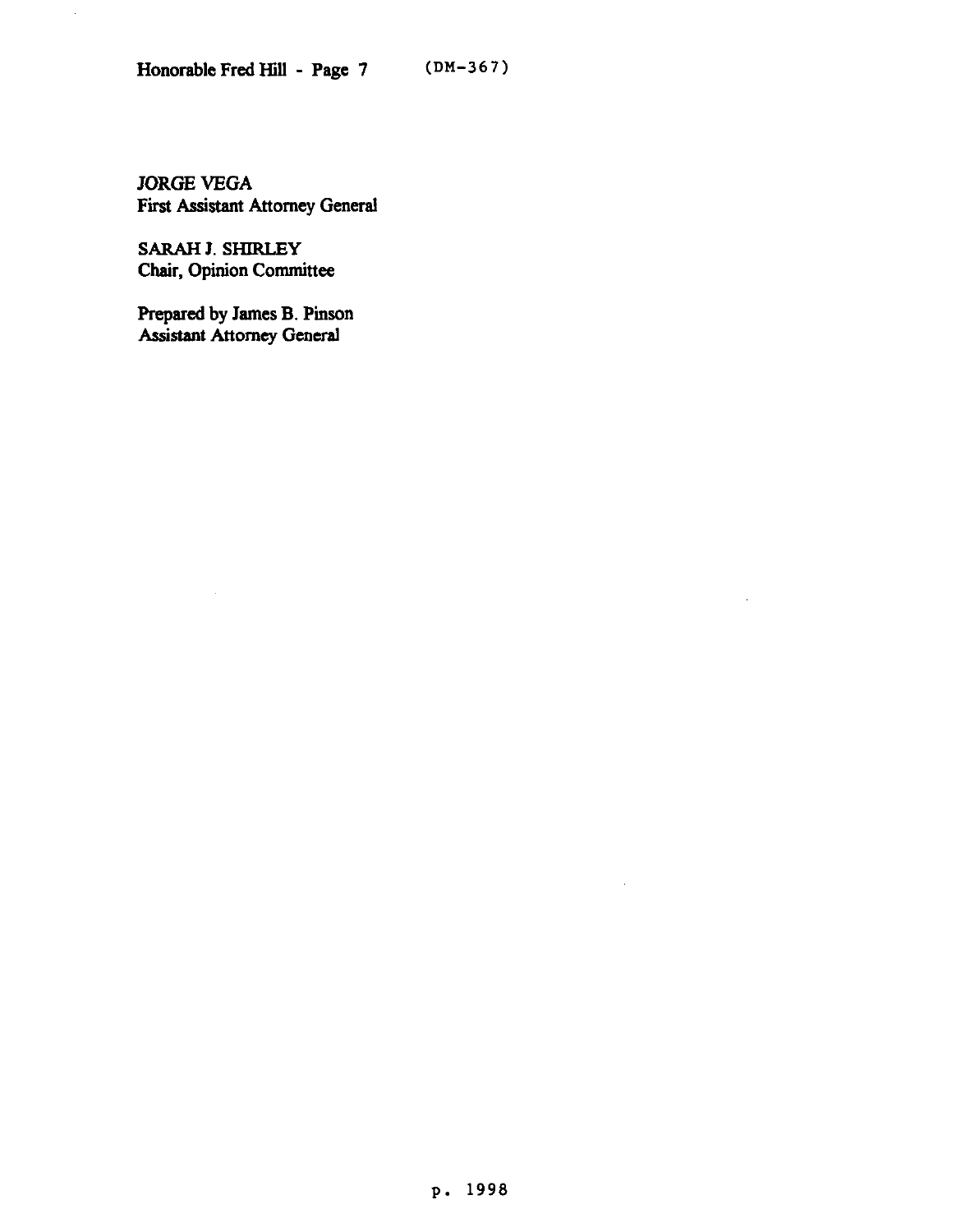JORGE VEGA
First Assistant Attorney General

SARAH J. SHIRLEY
Chair, Opinion Committee

Prepared by James B. Pinson
Assistant Attorney General